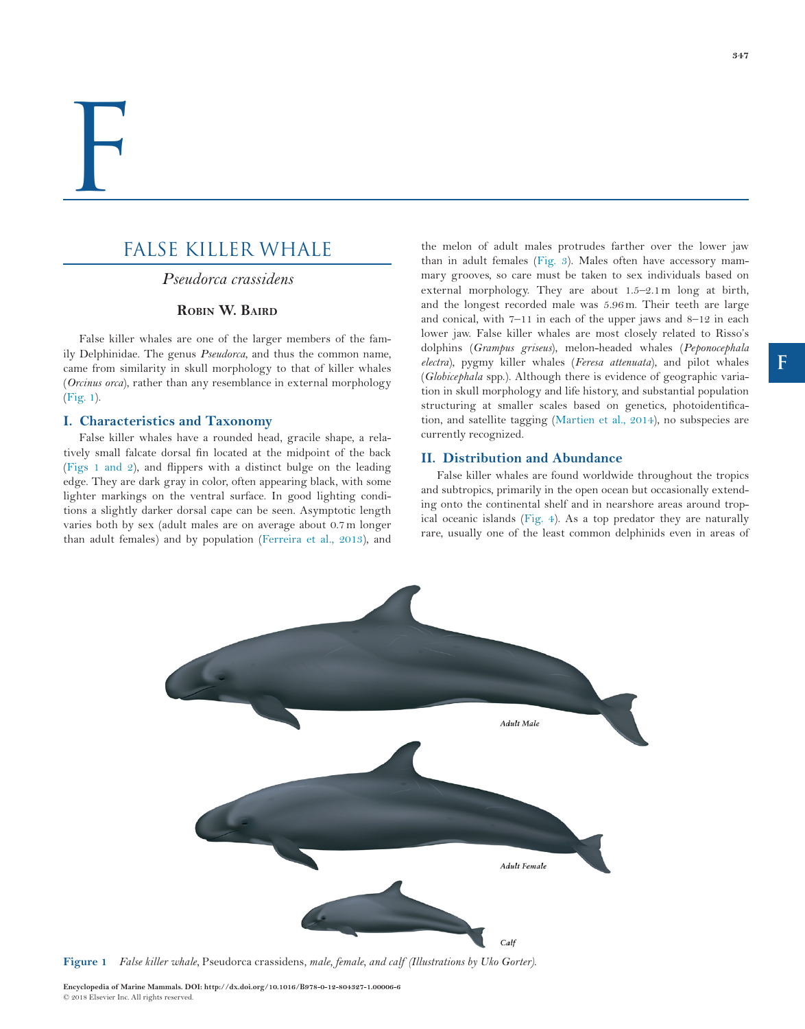# F

## FALSE KILLER WHALE

### *Pseudorca crassidens*

**ROBIN W. BAIRD**

False killer whales are one of the larger members of the family Delphinidae. The genus *Pseudorca*, and thus the common name, came from similarity in skull morphology to that of killer whales (*Orcinus orca*), rather than any resemblance in external morphology (Fig. 1).

### I. Characteristics and Taxonomy

False killer whales have a rounded head, gracile shape, a relatively small falcate dorsal fin located at the midpoint of the back (Figs 1 and 2), and flippers with a distinct bulge on the leading edge. They are dark gray in color, often appearing black, with some lighter markings on the ventral surface. In good lighting conditions a slightly darker dorsal cape can be seen. Asymptotic length varies both by sex (adult males are on average about 0.7 m longer than adult females) and by population (Ferreira et al., 2013), and the melon of adult males protrudes farther over the lower jaw than in adult females (Fig. 3). Males often have accessory mammary grooves, so care must be taken to sex individuals based on external morphology. They are about 1.5–2.1 m long at birth, and the longest recorded male was 5.96 m. Their teeth are large and conical, with 7–11 in each of the upper jaws and 8–12 in each lower jaw. False killer whales are most closely related to Risso's dolphins (*Grampus griseus*), melon-headed whales (*Peponocephala electra*), pygmy killer whales (*Feresa attenuata*), and pilot whales (*Globicephala* spp.). Although there is evidence of geographic variation in skull morphology and life history, and substantial population structuring at smaller scales based on genetics, photoidentification, and satellite tagging (Martien et al., 2014), no subspecies are currently recognized.

### II. Distribution and Abundance

False killer whales are found worldwide throughout the tropics and subtropics, primarily in the open ocean but occasionally extending onto the continental shelf and in nearshore areas around tropical oceanic islands (Fig. 4). As a top predator they are naturally rare, usually one of the least common delphinids even in areas of

Adult Male

Adult Female

Calf

**Figure 1** *False killer whale*, Pseudorca crassidens, *male, female, and calf (Illustrations by Uko Gorter).*

**Encyclopedia of Marine Mammals. DOI: http://dx.doi.org/10.1016/B978-0-12-804327-1.00006-6**
© 2018 Elsevier Inc. All rights reserved.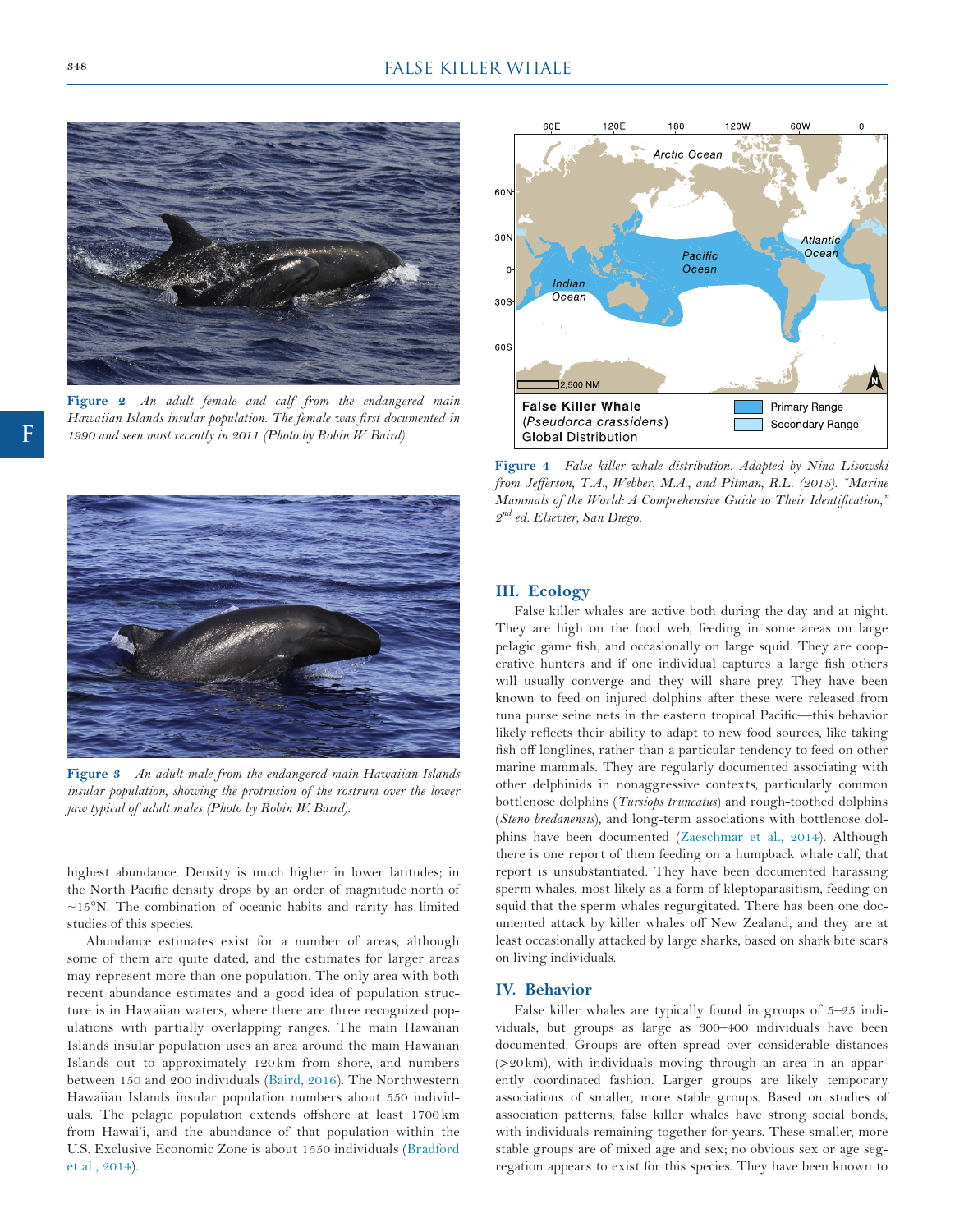Figure 2 An adult female and calf from the endangered main Hawaiian Islands insular population. The female was first documented in 1990 and seen most recently in 2011 (Photo by Robin W. Baird).

Figure 3 An adult male from the endangered main Hawaiian Islands insular population, showing the protrusion of the rostrum over the lower jaw typical of adult males (Photo by Robin W. Baird).

highest abundance. Density is much higher in lower latitudes; in the North Pacific density drops by an order of magnitude north of ~15°N. The combination of oceanic habits and rarity has limited studies of this species.

Abundance estimates exist for a number of areas, although some of them are quite dated, and the estimates for larger areas may represent more than one population. The only area with both recent abundance estimates and a good idea of population structure is in Hawaiian waters, where there are three recognized populations with partially overlapping ranges. The main Hawaiian Islands insular population uses an area around the main Hawaiian Islands out to approximately 120 km from shore, and numbers between 150 and 200 individuals (Baird, 2016). The Northwestern Hawaiian Islands insular population numbers about 550 individuals. The pelagic population extends offshore at least 1700 km from Hawai'i, and the abundance of that population within the U.S. Exclusive Economic Zone is about 1550 individuals (Bradford et al., 2014).

Figure 4 False killer whale distribution. Adapted by Nina Lisowski from Jefferson, T.A., Webber, M.A., and Pitman, R.L. (2015). "Marine Mammals of the World: A Comprehensive Guide to Their Identification," 2nd ed. Elsevier, San Diego.

## III. Ecology

False killer whales are active both during the day and at night. They are high on the food web, feeding in some areas on large pelagic game fish, and occasionally on large squid. They are cooperative hunters and if one individual captures a large fish others will usually converge and they will share prey. They have been known to feed on injured dolphins after these were released from tuna purse seine nets in the eastern tropical Pacific—this behavior likely reflects their ability to adapt to new food sources, like taking fish off longlines, rather than a particular tendency to feed on other marine mammals. They are regularly documented associating with other delphinids in nonaggressive contexts, particularly common bottlenose dolphins (*Tursiops truncatus*) and rough-toothed dolphins (*Steno bredanensis*), and long-term associations with bottlenose dolphins have been documented (Zaeschmar et al., 2014). Although there is one report of them feeding on a humpback whale calf, that report is unsubstantiated. They have been documented harassing sperm whales, most likely as a form of kleptoparasitism, feeding on squid that the sperm whales regurgitated. There has been one documented attack by killer whales off New Zealand, and they are at least occasionally attacked by large sharks, based on shark bite scars on living individuals.

## IV. Behavior

False killer whales are typically found in groups of 5–25 individuals, but groups as large as 300–400 individuals have been documented. Groups are often spread over considerable distances (>20 km), with individuals moving through an area in an apparently coordinated fashion. Larger groups are likely temporary associations of smaller, more stable groups. Based on studies of association patterns, false killer whales have strong social bonds, with individuals remaining together for years. These smaller, more stable groups are of mixed age and sex; no obvious sex or age segregation appears to exist for this species. They have been known to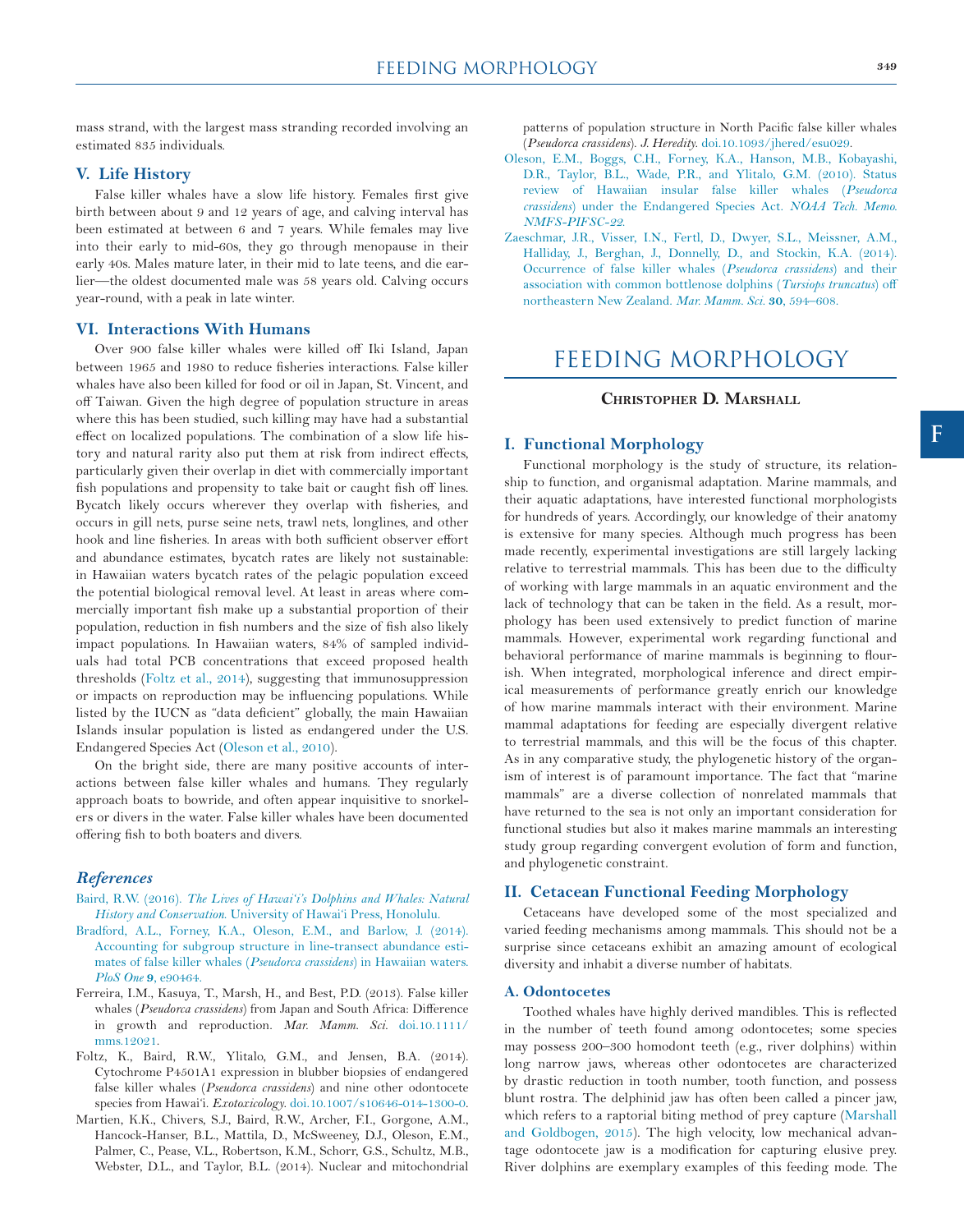mass strand, with the largest mass stranding recorded involving an estimated 835 individuals.

## V. Life History

False killer whales have a slow life history. Females first give birth between about 9 and 12 years of age, and calving interval has been estimated at between 6 and 7 years. While females may live into their early to mid-60s, they go through menopause in their early 40s. Males mature later, in their mid to late teens, and die earlier—the oldest documented male was 58 years old. Calving occurs year-round, with a peak in late winter.

## VI. Interactions With Humans

Over 900 false killer whales were killed off Iki Island, Japan between 1965 and 1980 to reduce fisheries interactions. False killer whales have also been killed for food or oil in Japan, St. Vincent, and off Taiwan. Given the high degree of population structure in areas where this has been studied, such killing may have had a substantial effect on localized populations. The combination of a slow life history and natural rarity also put them at risk from indirect effects, particularly given their overlap in diet with commercially important fish populations and propensity to take bait or caught fish off lines. Bycatch likely occurs wherever they overlap with fisheries, and occurs in gill nets, purse seine nets, trawl nets, longlines, and other hook and line fisheries. In areas with both sufficient observer effort and abundance estimates, bycatch rates are likely not sustainable: in Hawaiian waters bycatch rates of the pelagic population exceed the potential biological removal level. At least in areas where commercially important fish make up a substantial proportion of their population, reduction in fish numbers and the size of fish also likely impact populations. In Hawaiian waters, 84% of sampled individuals had total PCB concentrations that exceed proposed health thresholds (Foltz et al., 2014), suggesting that immunosuppression or impacts on reproduction may be influencing populations. While listed by the IUCN as "data deficient" globally, the main Hawaiian Islands insular population is listed as endangered under the U.S. Endangered Species Act (Oleson et al., 2010).

On the bright side, there are many positive accounts of interactions between false killer whales and humans. They regularly approach boats to bowride, and often appear inquisitive to snorkelers or divers in the water. False killer whales have been documented offering fish to both boaters and divers.

### References

Baird, R.W. (2016). *The Lives of Hawai'i's Dolphins and Whales: Natural History and Conservation.* University of Hawai'i Press, Honolulu.

Bradford, A.L., Forney, K.A., Oleson, E.M., and Barlow, J. (2014). Accounting for subgroup structure in line-transect abundance estimates of false killer whales (*Pseudorca crassidens*) in Hawaiian waters. *PloS One* **9**, e90464.

Ferreira, I.M., Kasuya, T., Marsh, H., and Best, P.D. (2013). False killer whales (*Pseudorca crassidens*) from Japan and South Africa: Difference in growth and reproduction. *Mar. Mamm. Sci.* doi.10.1111/mms.12021.

Foltz, K., Baird, R.W., Ylitalo, G.M., and Jensen, B.A. (2014). Cytochrome P4501A1 expression in blubber biopsies of endangered false killer whales (*Pseudorca crassidens*) and nine other odontocete species from Hawai'i. *Exotoxicology.* doi.10.1007/s10646-014-1300-0.

Martien, K.K., Chivers, S.J., Baird, R.W., Archer, F.I., Gorgone, A.M., Hancock-Hanser, B.L., Mattila, D., McSweeney, D.J., Oleson, E.M., Palmer, C., Pease, V.L., Robertson, K.M., Schorr, G.S., Schultz, M.B., Webster, D.L., and Taylor, B.L. (2014). Nuclear and mitochondrial patterns of population structure in North Pacific false killer whales (*Pseudorca crassidens*). *J. Heredity.* doi.10.1093/jhered/esu029.

Oleson, E.M., Boggs, C.H., Forney, K.A., Hanson, M.B., Kobayashi, D.R., Taylor, B.L., Wade, P.R., and Ylitalo, G.M. (2010). Status review of Hawaiian insular false killer whales (*Pseudorca crassidens*) under the Endangered Species Act. *NOAA Tech. Memo. NMFS-PIFSC-22.*

Zaeschmar, J.R., Visser, I.N., Fertl, D., Dwyer, S.L., Meissner, A.M., Halliday, J., Berghan, J., Donnelly, D., and Stockin, K.A. (2014). Occurrence of false killer whales (*Pseudorca crassidens*) and their association with common bottlenose dolphins (*Tursiops truncatus*) off northeastern New Zealand. *Mar. Mamm. Sci.* **30**, 594–608.

# FEEDING MORPHOLOGY

**Christopher D. Marshall**

## I. Functional Morphology

Functional morphology is the study of structure, its relationship to function, and organismal adaptation. Marine mammals, and their aquatic adaptations, have interested functional morphologists for hundreds of years. Accordingly, our knowledge of their anatomy is extensive for many species. Although much progress has been made recently, experimental investigations are still largely lacking relative to terrestrial mammals. This has been due to the difficulty of working with large mammals in an aquatic environment and the lack of technology that can be taken in the field. As a result, morphology has been used extensively to predict function of marine mammals. However, experimental work regarding functional and behavioral performance of marine mammals is beginning to flourish. When integrated, morphological inference and direct empirical measurements of performance greatly enrich our knowledge of how marine mammals interact with their environment. Marine mammal adaptations for feeding are especially divergent relative to terrestrial mammals, and this will be the focus of this chapter. As in any comparative study, the phylogenetic history of the organism of interest is of paramount importance. The fact that "marine mammals" are a diverse collection of nonrelated mammals that have returned to the sea is not only an important consideration for functional studies but also it makes marine mammals an interesting study group regarding convergent evolution of form and function, and phylogenetic constraint.

## II. Cetacean Functional Feeding Morphology

Cetaceans have developed some of the most specialized and varied feeding mechanisms among mammals. This should not be a surprise since cetaceans exhibit an amazing amount of ecological diversity and inhabit a diverse number of habitats.

### A. Odontocetes

Toothed whales have highly derived mandibles. This is reflected in the number of teeth found among odontocetes; some species may possess 200–300 homodont teeth (e.g., river dolphins) within long narrow jaws, whereas other odontocetes are characterized by drastic reduction in tooth number, tooth function, and possess blunt rostra. The delphinid jaw has often been called a pincer jaw, which refers to a raptorial biting method of prey capture (Marshall and Goldbogen, 2015). The high velocity, low mechanical advantage odontocete jaw is a modification for capturing elusive prey. River dolphins are exemplary examples of this feeding mode. The